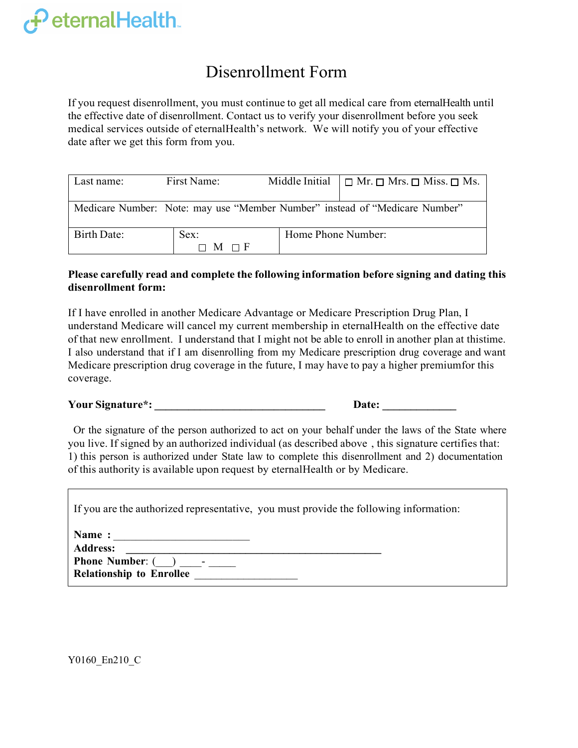eternalHealth

# Disenrollment Form

If you request disenrollment, you must continue to get all medical care from eternalHealth until the effective date of disenrollment. Contact us to verify your disenrollment before you seek medical services outside of eternalHealth's network. We will notify you of your effective date after we get this form from you.

| Last name: | First Name: | Middle Initial | ☐ Mr. ☐ Mrs. ☐ Miss. ☐ Ms. |
|---|---|---|---|
| Medicare Number: Note: may use "Member Number" instead of "Medicare Number" | | | |
| Birth Date: | Sex: ☐ M ☐ F | Home Phone Number: | |

**Please carefully read and complete the following information before signing and dating this disenrollment form:**

If I have enrolled in another Medicare Advantage or Medicare Prescription Drug Plan, I understand Medicare will cancel my current membership in eternalHealth on the effective date of that new enrollment. I understand that I might not be able to enroll in another plan at thistime. I also understand that if I am disenrolling from my Medicare prescription drug coverage and want Medicare prescription drug coverage in the future, I may have to pay a higher premiumfor this coverage.

**Your Signature*:** ________________________________ **Date:** _____________

Or the signature of the person authorized to act on your behalf under the laws of the State where you live. If signed by an authorized individual (as described above , this signature certifies that: 1) this person is authorized under State law to complete this disenrollment and 2) documentation of this authority is available upon request by eternalHealth or by Medicare.

If you are the authorized representative, you must provide the following information:

**Name :** _________________________

**Address:** _______________________________________________

**Phone Number**: (___) ____- _____

**Relationship to Enrollee** ___________________

Y0160_En210_C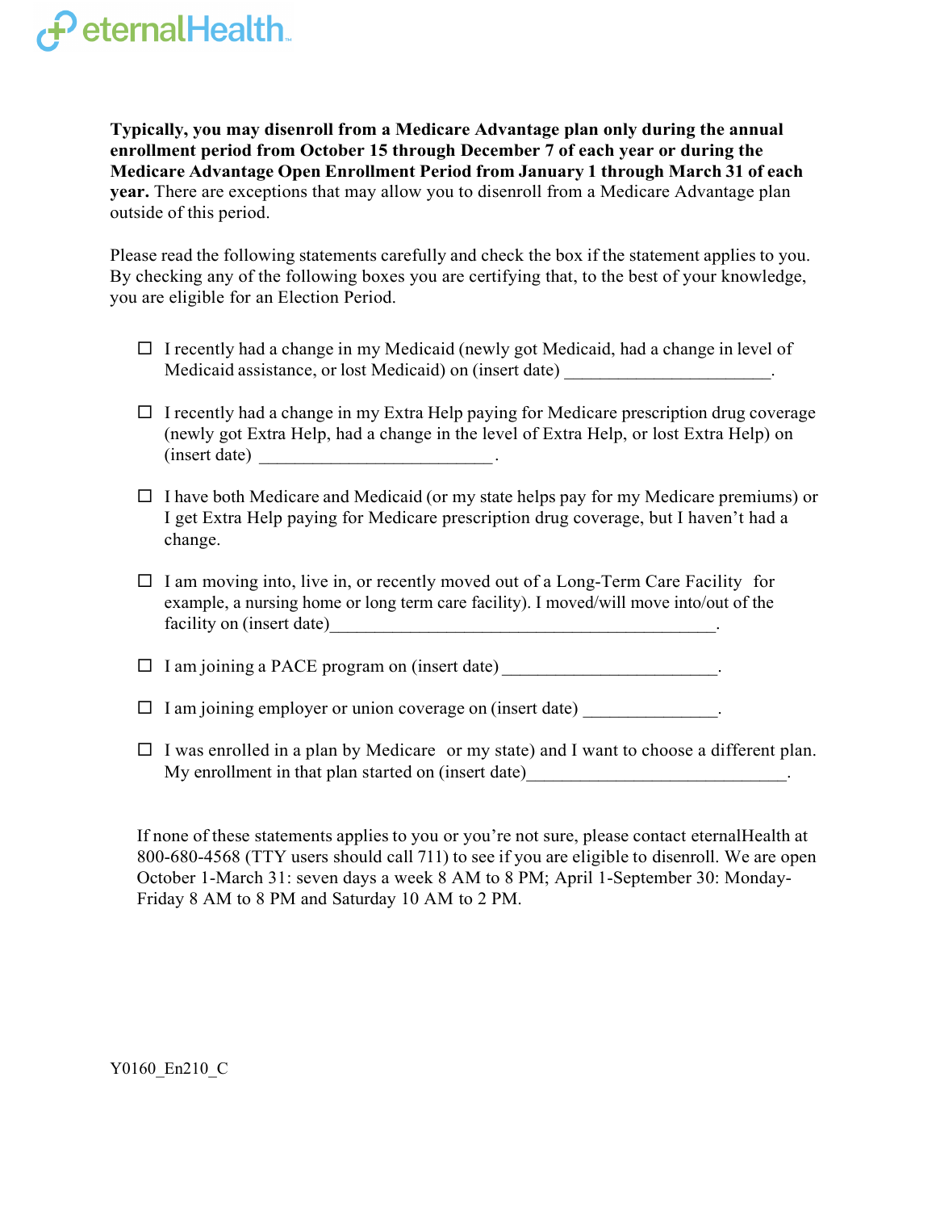**Typically, you may disenroll from a Medicare Advantage plan only during the annual enrollment period from October 15 through December 7 of each year or during the Medicare Advantage Open Enrollment Period from January 1 through March 31 of each year.** There are exceptions that may allow you to disenroll from a Medicare Advantage plan outside of this period.

Please read the following statements carefully and check the box if the statement applies to you. By checking any of the following boxes you are certifying that, to the best of your knowledge, you are eligible for an Election Period.

- ☐ I recently had a change in my Medicaid (newly got Medicaid, had a change in level of Medicaid assistance, or lost Medicaid) on (insert date) ______________________.

- ☐ I recently had a change in my Extra Help paying for Medicare prescription drug coverage (newly got Extra Help, had a change in the level of Extra Help, or lost Extra Help) on (insert date) _________________________.

- ☐ I have both Medicare and Medicaid (or my state helps pay for my Medicare premiums) or I get Extra Help paying for Medicare prescription drug coverage, but I haven't had a change.

- ☐ I am moving into, live in, or recently moved out of a Long-Term Care Facility for example, a nursing home or long term care facility). I moved/will move into/out of the facility on (insert date)__________________________________________.

- ☐ I am joining a PACE program on (insert date) _______________________.

- ☐ I am joining employer or union coverage on (insert date) ______________.

- ☐ I was enrolled in a plan by Medicare or my state) and I want to choose a different plan. My enrollment in that plan started on (insert date)_____________________________.

If none of these statements applies to you or you're not sure, please contact eternalHealth at 800-680-4568 (TTY users should call 711) to see if you are eligible to disenroll. We are open October 1-March 31: seven days a week 8 AM to 8 PM; April 1-September 30: Monday-Friday 8 AM to 8 PM and Saturday 10 AM to 2 PM.

Y0160_En210_C